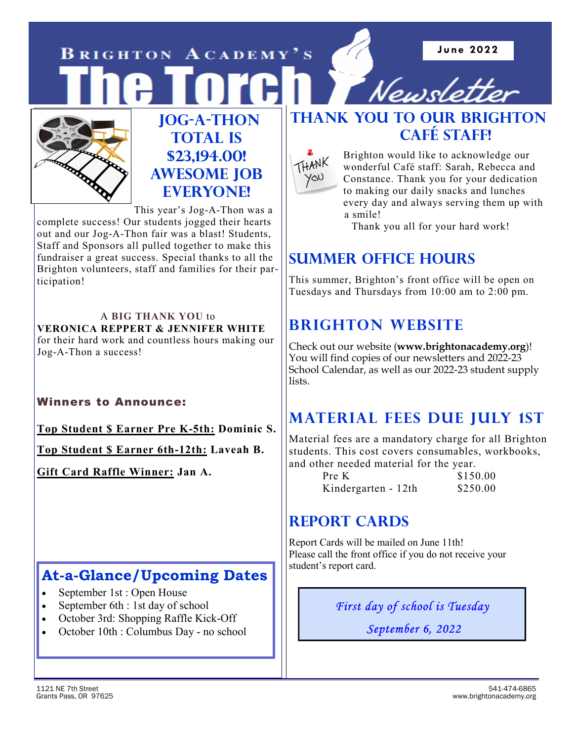# Brighton Academy's The Torch Newsletter

**June 2022**

## JOG-A-THON TOTAL IS $23,194.00! AWESOME JOB EVERYONE!

This year's Jog-A-Thon was a complete success! Our students jogged their hearts out and our Jog-A-Thon fair was a blast! Students, Staff and Sponsors all pulled together to make this fundraiser a great success. Special thanks to all the Brighton volunteers, staff and families for their participation!

A **BIG THANK YOU** to
**VERONICA REPPERT & JENNIFER WHITE**
for their hard work and countless hours making our Jog-A-Thon a success!

### Winners to Announce:

**Top Student $ Earner Pre K-5th:** Dominic S.

**Top Student $ Earner 6th-12th:** Laveah B.

**Gift Card Raffle Winner:** Jan A.

### At-a-Glance/Upcoming Dates

- September 1st : Open House
- September 6th : 1st day of school
- October 3rd: Shopping Raffle Kick-Off
- October 10th : Columbus Day - no school

## THANK YOU TO OUR BRIGHTON CAFÉ STAFF!

Brighton would like to acknowledge our wonderful Café staff: Sarah, Rebecca and Constance. Thank you for your dedication to making our daily snacks and lunches every day and always serving them up with a smile!

Thank you all for your hard work!

## SUMMER OFFICE HOURS

This summer, Brighton's front office will be open on Tuesdays and Thursdays from 10:00 am to 2:00 pm.

## BRIGHTON WEBSITE

Check out our website (**www.brightonacademy.org**)! You will find copies of our newsletters and 2022-23 School Calendar, as well as our 2022-23 student supply lists.

## MATERIAL FEES DUE JULY 1ST

Material fees are a mandatory charge for all Brighton students. This cost covers consumables, workbooks, and other needed material for the year.

| | |
|---|---|
| Pre K | $150.00 |
| Kindergarten - 12th | $250.00 |

## REPORT CARDS

Report Cards will be mailed on June 11th!
Please call the front office if you do not receive your student's report card.

*First day of school is Tuesday September 6, 2022*

1121 NE 7th Street
Grants Pass, OR 97625

541-474-6865
www.brightonacademy.org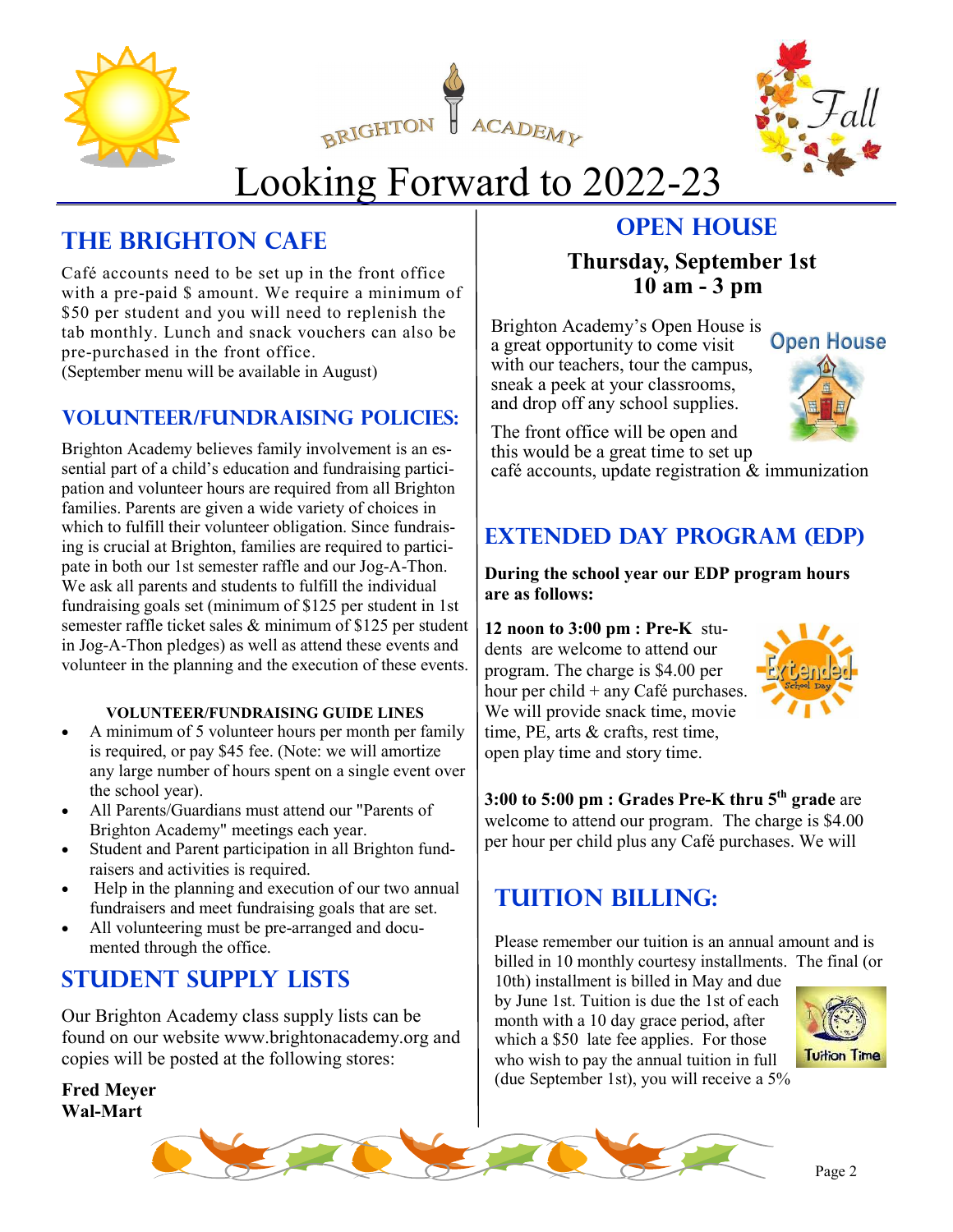# Looking Forward to 2022-23

## The Brighton Cafe

Café accounts need to be set up in the front office with a pre-paid $ amount. We require a minimum of $50 per student and you will need to replenish the tab monthly. Lunch and snack vouchers can also be pre-purchased in the front office.
(September menu will be available in August)

## Volunteer/Fundraising Policies:

Brighton Academy believes family involvement is an essential part of a child's education and fundraising participation and volunteer hours are required from all Brighton families. Parents are given a wide variety of choices in which to fulfill their volunteer obligation. Since fundraising is crucial at Brighton, families are required to participate in both our 1st semester raffle and our Jog-A-Thon. We ask all parents and students to fulfill the individual fundraising goals set (minimum of $125 per student in 1st semester raffle ticket sales & minimum of $125 per student in Jog-A-Thon pledges) as well as attend these events and volunteer in the planning and the execution of these events.

**VOLUNTEER/FUNDRAISING GUIDE LINES**

- A minimum of 5 volunteer hours per month per family is required, or pay $45 fee. (Note: we will amortize any large number of hours spent on a single event over the school year).
- All Parents/Guardians must attend our "Parents of Brighton Academy" meetings each year.
- Student and Parent participation in all Brighton fundraisers and activities is required.
- Help in the planning and execution of our two annual fundraisers and meet fundraising goals that are set.
- All volunteering must be pre-arranged and documented through the office.

## Student Supply Lists

Our Brighton Academy class supply lists can be found on our website www.brightonacademy.org and copies will be posted at the following stores:

**Fred Meyer**
**Wal-Mart**

## Open House

**Thursday, September 1st**
**10 am - 3 pm**

Brighton Academy's Open House is a great opportunity to come visit with our teachers, tour the campus, sneak a peek at your classrooms, and drop off any school supplies.

The front office will be open and this would be a great time to set up café accounts, update registration & immunization

## Extended Day Program (EDP)

**During the school year our EDP program hours are as follows:**

**12 noon to 3:00 pm : Pre-K** students are welcome to attend our program. The charge is $4.00 per hour per child + any Café purchases. We will provide snack time, movie time, PE, arts & crafts, rest time, open play time and story time.

**3:00 to 5:00 pm : Grades Pre-K thru 5th grade** are welcome to attend our program. The charge is $4.00 per hour per child plus any Café purchases. We will

## Tuition Billing:

Please remember our tuition is an annual amount and is billed in 10 monthly courtesy installments. The final (or 10th) installment is billed in May and due by June 1st. Tuition is due the 1st of each month with a 10 day grace period, after which a $50 late fee applies. For those who wish to pay the annual tuition in full (due September 1st), you will receive a 5%